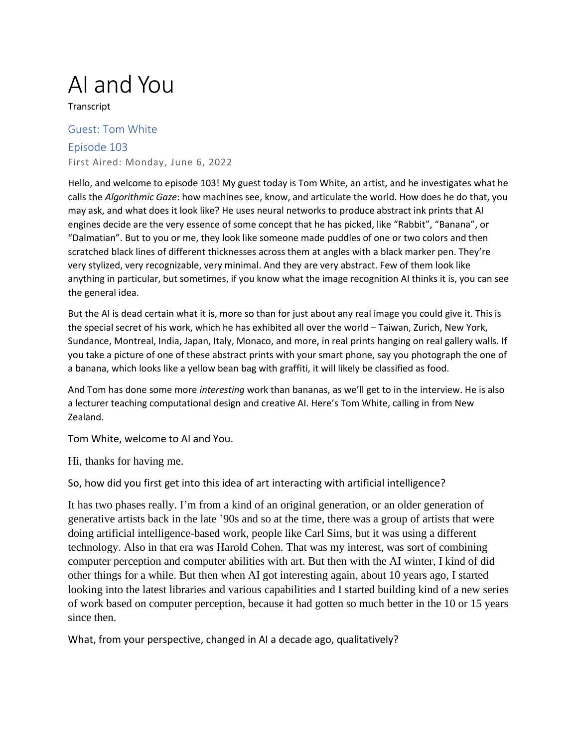# AI and You

Transcript

## Guest: Tom White

## Episode 103

First Aired: Monday, June 6, 2022

Hello, and welcome to episode 103! My guest today is Tom White, an artist, and he investigates what he calls the *Algorithmic Gaze*: how machines see, know, and articulate the world. How does he do that, you may ask, and what does it look like? He uses neural networks to produce abstract ink prints that AI engines decide are the very essence of some concept that he has picked, like "Rabbit", "Banana", or "Dalmatian". But to you or me, they look like someone made puddles of one or two colors and then scratched black lines of different thicknesses across them at angles with a black marker pen. They're very stylized, very recognizable, very minimal. And they are very abstract. Few of them look like anything in particular, but sometimes, if you know what the image recognition AI thinks it is, you can see the general idea.

But the AI is dead certain what it is, more so than for just about any real image you could give it. This is the special secret of his work, which he has exhibited all over the world – Taiwan, Zurich, New York, Sundance, Montreal, India, Japan, Italy, Monaco, and more, in real prints hanging on real gallery walls. If you take a picture of one of these abstract prints with your smart phone, say you photograph the one of a banana, which looks like a yellow bean bag with graffiti, it will likely be classified as food.

And Tom has done some more *interesting* work than bananas, as we'll get to in the interview. He is also a lecturer teaching computational design and creative AI. Here's Tom White, calling in from New Zealand.

Tom White, welcome to AI and You.

Hi, thanks for having me.

So, how did you first get into this idea of art interacting with artificial intelligence?

It has two phases really. I'm from a kind of an original generation, or an older generation of generative artists back in the late '90s and so at the time, there was a group of artists that were doing artificial intelligence-based work, people like Carl Sims, but it was using a different technology. Also in that era was Harold Cohen. That was my interest, was sort of combining computer perception and computer abilities with art. But then with the AI winter, I kind of did other things for a while. But then when AI got interesting again, about 10 years ago, I started looking into the latest libraries and various capabilities and I started building kind of a new series of work based on computer perception, because it had gotten so much better in the 10 or 15 years since then.

What, from your perspective, changed in AI a decade ago, qualitatively?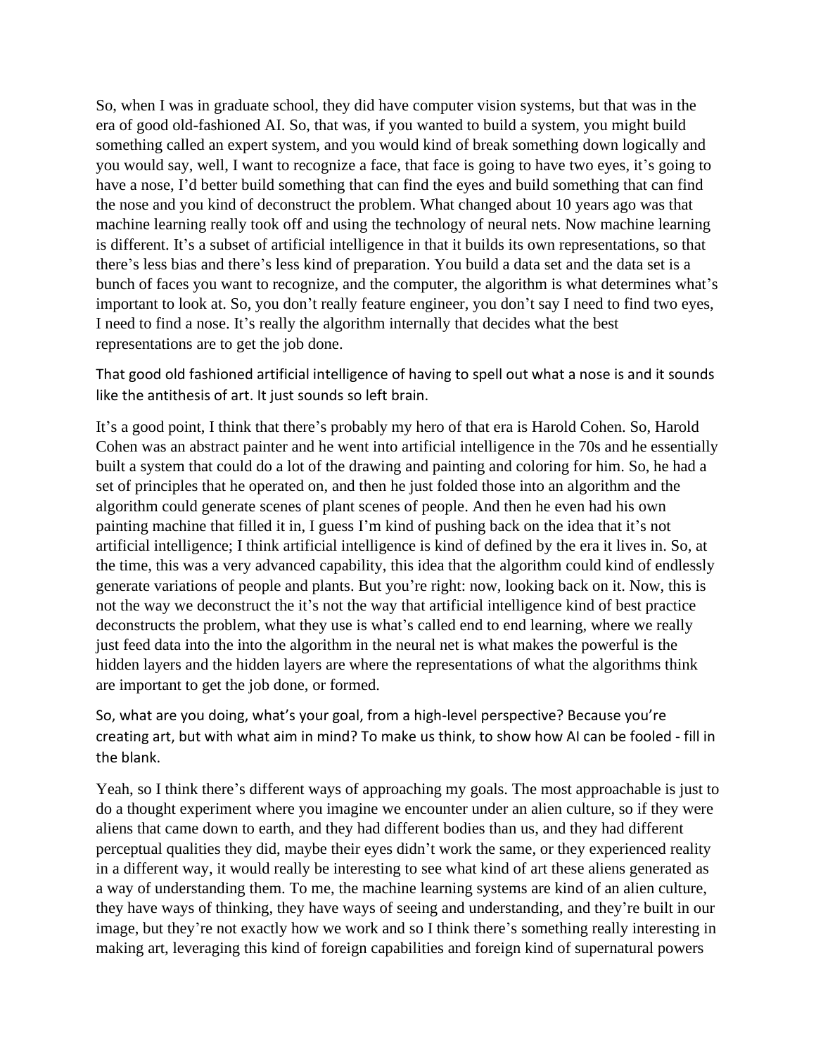So, when I was in graduate school, they did have computer vision systems, but that was in the era of good old-fashioned AI. So, that was, if you wanted to build a system, you might build something called an expert system, and you would kind of break something down logically and you would say, well, I want to recognize a face, that face is going to have two eyes, it's going to have a nose, I'd better build something that can find the eyes and build something that can find the nose and you kind of deconstruct the problem. What changed about 10 years ago was that machine learning really took off and using the technology of neural nets. Now machine learning is different. It's a subset of artificial intelligence in that it builds its own representations, so that there's less bias and there's less kind of preparation. You build a data set and the data set is a bunch of faces you want to recognize, and the computer, the algorithm is what determines what's important to look at. So, you don't really feature engineer, you don't say I need to find two eyes, I need to find a nose. It's really the algorithm internally that decides what the best representations are to get the job done.

That good old fashioned artificial intelligence of having to spell out what a nose is and it sounds like the antithesis of art. It just sounds so left brain.

It's a good point, I think that there's probably my hero of that era is Harold Cohen. So, Harold Cohen was an abstract painter and he went into artificial intelligence in the 70s and he essentially built a system that could do a lot of the drawing and painting and coloring for him. So, he had a set of principles that he operated on, and then he just folded those into an algorithm and the algorithm could generate scenes of plant scenes of people. And then he even had his own painting machine that filled it in, I guess I'm kind of pushing back on the idea that it's not artificial intelligence; I think artificial intelligence is kind of defined by the era it lives in. So, at the time, this was a very advanced capability, this idea that the algorithm could kind of endlessly generate variations of people and plants. But you're right: now, looking back on it. Now, this is not the way we deconstruct the it's not the way that artificial intelligence kind of best practice deconstructs the problem, what they use is what's called end to end learning, where we really just feed data into the into the algorithm in the neural net is what makes the powerful is the hidden layers and the hidden layers are where the representations of what the algorithms think are important to get the job done, or formed.

So, what are you doing, what's your goal, from a high-level perspective? Because you're creating art, but with what aim in mind? To make us think, to show how AI can be fooled - fill in the blank.

Yeah, so I think there's different ways of approaching my goals. The most approachable is just to do a thought experiment where you imagine we encounter under an alien culture, so if they were aliens that came down to earth, and they had different bodies than us, and they had different perceptual qualities they did, maybe their eyes didn't work the same, or they experienced reality in a different way, it would really be interesting to see what kind of art these aliens generated as a way of understanding them. To me, the machine learning systems are kind of an alien culture, they have ways of thinking, they have ways of seeing and understanding, and they're built in our image, but they're not exactly how we work and so I think there's something really interesting in making art, leveraging this kind of foreign capabilities and foreign kind of supernatural powers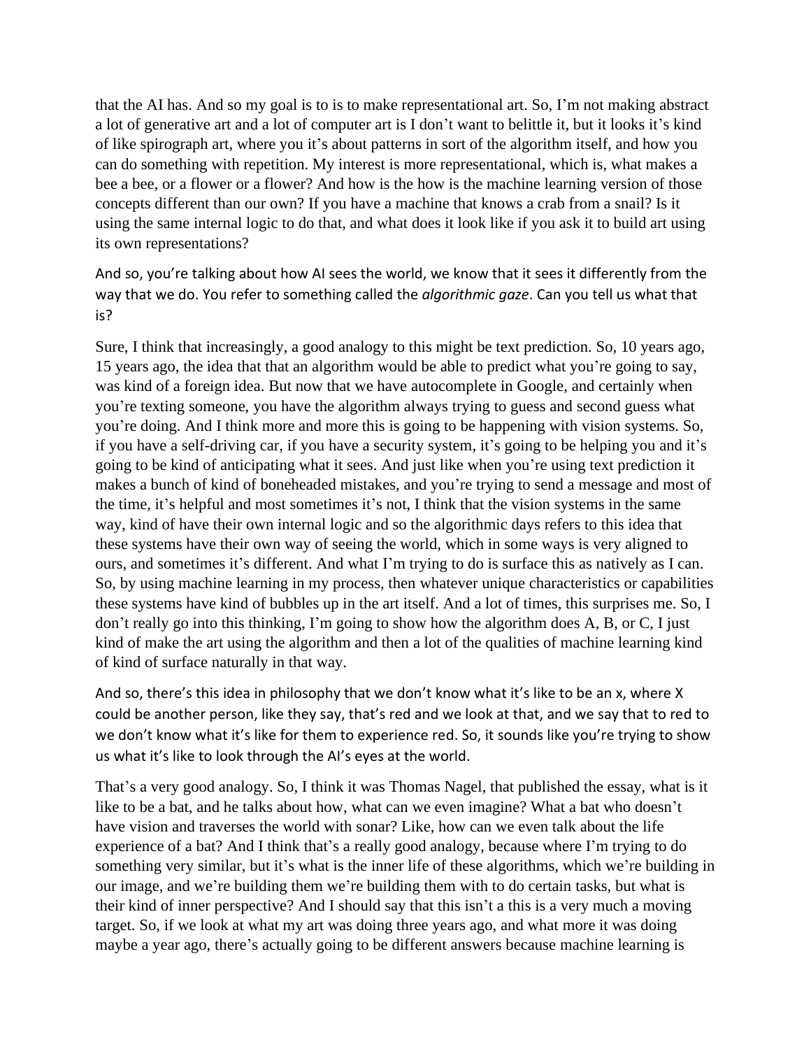that the AI has. And so my goal is to is to make representational art. So, I'm not making abstract a lot of generative art and a lot of computer art is I don't want to belittle it, but it looks it's kind of like spirograph art, where you it's about patterns in sort of the algorithm itself, and how you can do something with repetition. My interest is more representational, which is, what makes a bee a bee, or a flower or a flower? And how is the how is the machine learning version of those concepts different than our own? If you have a machine that knows a crab from a snail? Is it using the same internal logic to do that, and what does it look like if you ask it to build art using its own representations?

And so, you're talking about how AI sees the world, we know that it sees it differently from the way that we do. You refer to something called the *algorithmic gaze*. Can you tell us what that is?

Sure, I think that increasingly, a good analogy to this might be text prediction. So, 10 years ago, 15 years ago, the idea that that an algorithm would be able to predict what you're going to say, was kind of a foreign idea. But now that we have autocomplete in Google, and certainly when you're texting someone, you have the algorithm always trying to guess and second guess what you're doing. And I think more and more this is going to be happening with vision systems. So, if you have a self-driving car, if you have a security system, it's going to be helping you and it's going to be kind of anticipating what it sees. And just like when you're using text prediction it makes a bunch of kind of boneheaded mistakes, and you're trying to send a message and most of the time, it's helpful and most sometimes it's not, I think that the vision systems in the same way, kind of have their own internal logic and so the algorithmic days refers to this idea that these systems have their own way of seeing the world, which in some ways is very aligned to ours, and sometimes it's different. And what I'm trying to do is surface this as natively as I can. So, by using machine learning in my process, then whatever unique characteristics or capabilities these systems have kind of bubbles up in the art itself. And a lot of times, this surprises me. So, I don't really go into this thinking, I'm going to show how the algorithm does A, B, or C, I just kind of make the art using the algorithm and then a lot of the qualities of machine learning kind of kind of surface naturally in that way.

And so, there's this idea in philosophy that we don't know what it's like to be an x, where X could be another person, like they say, that's red and we look at that, and we say that to red to we don't know what it's like for them to experience red. So, it sounds like you're trying to show us what it's like to look through the AI's eyes at the world.

That's a very good analogy. So, I think it was Thomas Nagel, that published the essay, what is it like to be a bat, and he talks about how, what can we even imagine? What a bat who doesn't have vision and traverses the world with sonar? Like, how can we even talk about the life experience of a bat? And I think that's a really good analogy, because where I'm trying to do something very similar, but it's what is the inner life of these algorithms, which we're building in our image, and we're building them we're building them with to do certain tasks, but what is their kind of inner perspective? And I should say that this isn't a this is a very much a moving target. So, if we look at what my art was doing three years ago, and what more it was doing maybe a year ago, there's actually going to be different answers because machine learning is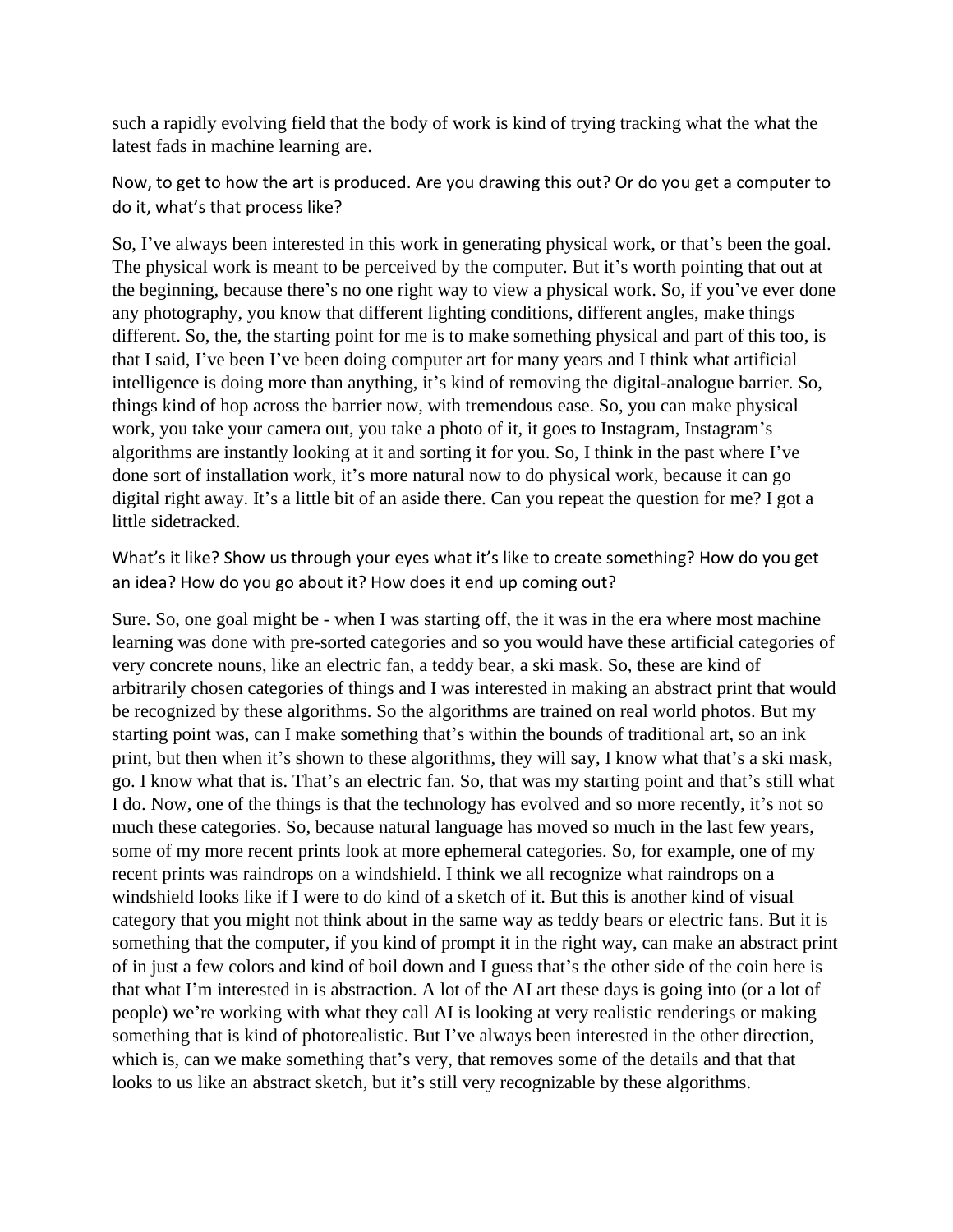such a rapidly evolving field that the body of work is kind of trying tracking what the what the latest fads in machine learning are.

Now, to get to how the art is produced. Are you drawing this out? Or do you get a computer to do it, what's that process like?

So, I've always been interested in this work in generating physical work, or that's been the goal. The physical work is meant to be perceived by the computer. But it's worth pointing that out at the beginning, because there's no one right way to view a physical work. So, if you've ever done any photography, you know that different lighting conditions, different angles, make things different. So, the, the starting point for me is to make something physical and part of this too, is that I said, I've been I've been doing computer art for many years and I think what artificial intelligence is doing more than anything, it's kind of removing the digital-analogue barrier. So, things kind of hop across the barrier now, with tremendous ease. So, you can make physical work, you take your camera out, you take a photo of it, it goes to Instagram, Instagram's algorithms are instantly looking at it and sorting it for you. So, I think in the past where I've done sort of installation work, it's more natural now to do physical work, because it can go digital right away. It's a little bit of an aside there. Can you repeat the question for me? I got a little sidetracked.

What's it like? Show us through your eyes what it's like to create something? How do you get an idea? How do you go about it? How does it end up coming out?

Sure. So, one goal might be - when I was starting off, the it was in the era where most machine learning was done with pre-sorted categories and so you would have these artificial categories of very concrete nouns, like an electric fan, a teddy bear, a ski mask. So, these are kind of arbitrarily chosen categories of things and I was interested in making an abstract print that would be recognized by these algorithms. So the algorithms are trained on real world photos. But my starting point was, can I make something that's within the bounds of traditional art, so an ink print, but then when it's shown to these algorithms, they will say, I know what that's a ski mask, go. I know what that is. That's an electric fan. So, that was my starting point and that's still what I do. Now, one of the things is that the technology has evolved and so more recently, it's not so much these categories. So, because natural language has moved so much in the last few years, some of my more recent prints look at more ephemeral categories. So, for example, one of my recent prints was raindrops on a windshield. I think we all recognize what raindrops on a windshield looks like if I were to do kind of a sketch of it. But this is another kind of visual category that you might not think about in the same way as teddy bears or electric fans. But it is something that the computer, if you kind of prompt it in the right way, can make an abstract print of in just a few colors and kind of boil down and I guess that's the other side of the coin here is that what I'm interested in is abstraction. A lot of the AI art these days is going into (or a lot of people) we're working with what they call AI is looking at very realistic renderings or making something that is kind of photorealistic. But I've always been interested in the other direction, which is, can we make something that's very, that removes some of the details and that that looks to us like an abstract sketch, but it's still very recognizable by these algorithms.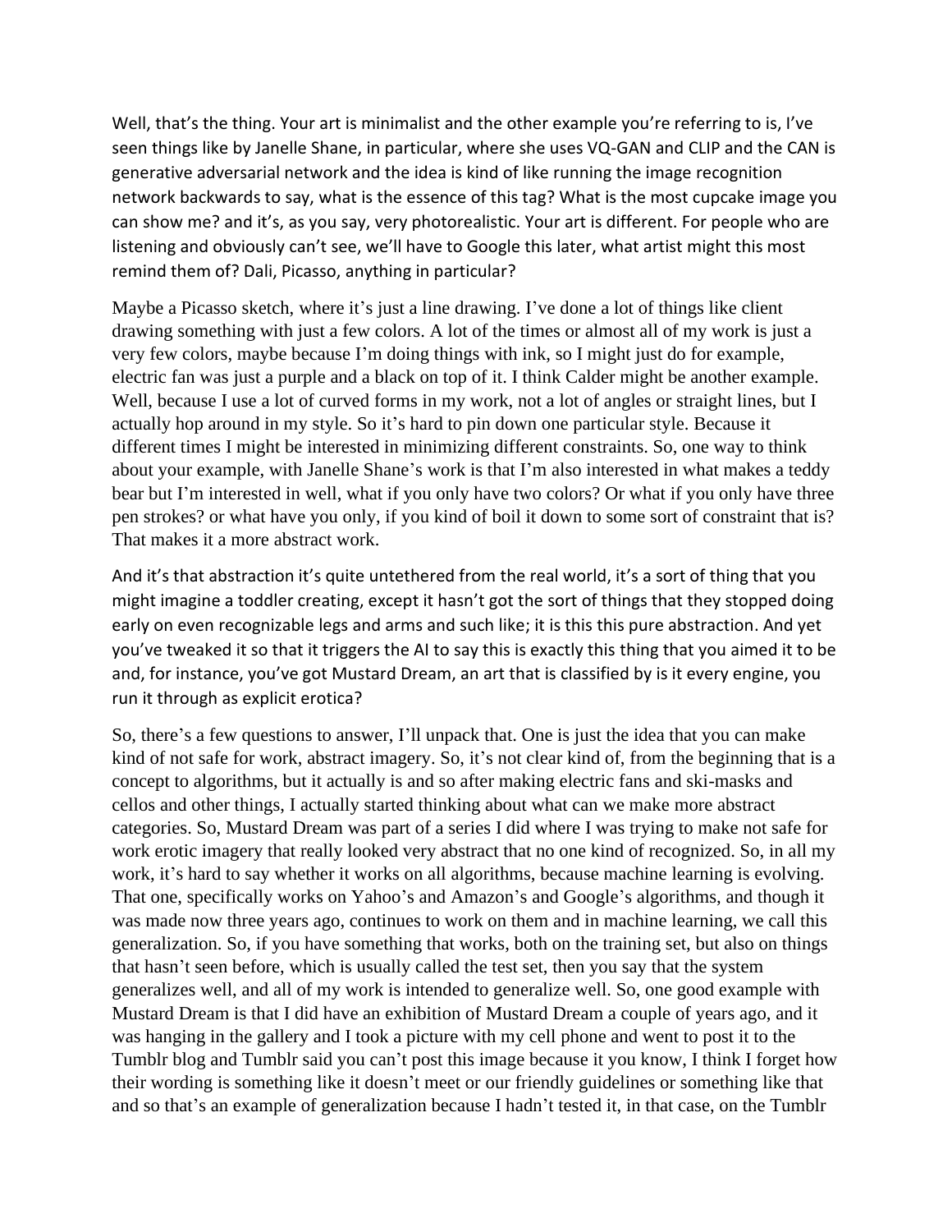Well, that's the thing. Your art is minimalist and the other example you're referring to is, I've seen things like by Janelle Shane, in particular, where she uses VQ-GAN and CLIP and the CAN is generative adversarial network and the idea is kind of like running the image recognition network backwards to say, what is the essence of this tag? What is the most cupcake image you can show me? and it's, as you say, very photorealistic. Your art is different. For people who are listening and obviously can't see, we'll have to Google this later, what artist might this most remind them of? Dali, Picasso, anything in particular?

Maybe a Picasso sketch, where it's just a line drawing. I've done a lot of things like client drawing something with just a few colors. A lot of the times or almost all of my work is just a very few colors, maybe because I'm doing things with ink, so I might just do for example, electric fan was just a purple and a black on top of it. I think Calder might be another example. Well, because I use a lot of curved forms in my work, not a lot of angles or straight lines, but I actually hop around in my style. So it's hard to pin down one particular style. Because it different times I might be interested in minimizing different constraints. So, one way to think about your example, with Janelle Shane's work is that I'm also interested in what makes a teddy bear but I'm interested in well, what if you only have two colors? Or what if you only have three pen strokes? or what have you only, if you kind of boil it down to some sort of constraint that is? That makes it a more abstract work.

And it's that abstraction it's quite untethered from the real world, it's a sort of thing that you might imagine a toddler creating, except it hasn't got the sort of things that they stopped doing early on even recognizable legs and arms and such like; it is this this pure abstraction. And yet you've tweaked it so that it triggers the AI to say this is exactly this thing that you aimed it to be and, for instance, you've got Mustard Dream, an art that is classified by is it every engine, you run it through as explicit erotica?

So, there's a few questions to answer, I'll unpack that. One is just the idea that you can make kind of not safe for work, abstract imagery. So, it's not clear kind of, from the beginning that is a concept to algorithms, but it actually is and so after making electric fans and ski-masks and cellos and other things, I actually started thinking about what can we make more abstract categories. So, Mustard Dream was part of a series I did where I was trying to make not safe for work erotic imagery that really looked very abstract that no one kind of recognized. So, in all my work, it's hard to say whether it works on all algorithms, because machine learning is evolving. That one, specifically works on Yahoo's and Amazon's and Google's algorithms, and though it was made now three years ago, continues to work on them and in machine learning, we call this generalization. So, if you have something that works, both on the training set, but also on things that hasn't seen before, which is usually called the test set, then you say that the system generalizes well, and all of my work is intended to generalize well. So, one good example with Mustard Dream is that I did have an exhibition of Mustard Dream a couple of years ago, and it was hanging in the gallery and I took a picture with my cell phone and went to post it to the Tumblr blog and Tumblr said you can't post this image because it you know, I think I forget how their wording is something like it doesn't meet or our friendly guidelines or something like that and so that's an example of generalization because I hadn't tested it, in that case, on the Tumblr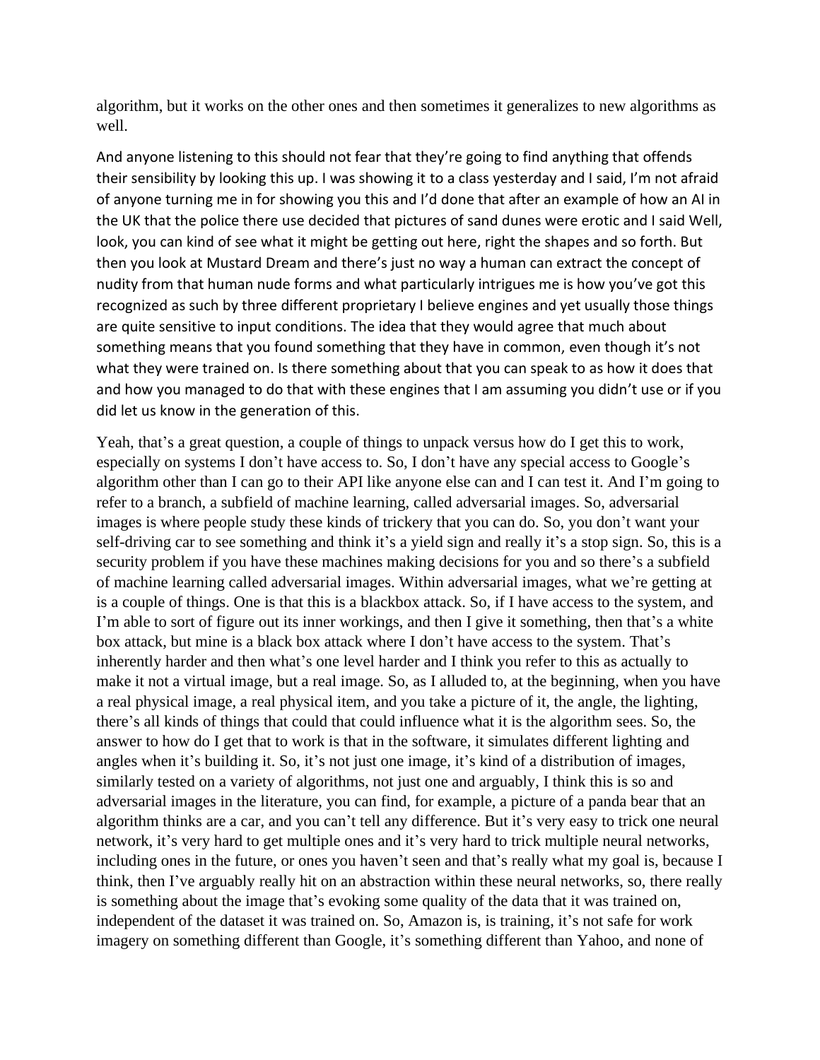algorithm, but it works on the other ones and then sometimes it generalizes to new algorithms as well.

And anyone listening to this should not fear that they're going to find anything that offends their sensibility by looking this up. I was showing it to a class yesterday and I said, I'm not afraid of anyone turning me in for showing you this and I'd done that after an example of how an AI in the UK that the police there use decided that pictures of sand dunes were erotic and I said Well, look, you can kind of see what it might be getting out here, right the shapes and so forth. But then you look at Mustard Dream and there's just no way a human can extract the concept of nudity from that human nude forms and what particularly intrigues me is how you've got this recognized as such by three different proprietary I believe engines and yet usually those things are quite sensitive to input conditions. The idea that they would agree that much about something means that you found something that they have in common, even though it's not what they were trained on. Is there something about that you can speak to as how it does that and how you managed to do that with these engines that I am assuming you didn't use or if you did let us know in the generation of this.

Yeah, that's a great question, a couple of things to unpack versus how do I get this to work, especially on systems I don't have access to. So, I don't have any special access to Google's algorithm other than I can go to their API like anyone else can and I can test it. And I'm going to refer to a branch, a subfield of machine learning, called adversarial images. So, adversarial images is where people study these kinds of trickery that you can do. So, you don't want your self-driving car to see something and think it's a yield sign and really it's a stop sign. So, this is a security problem if you have these machines making decisions for you and so there's a subfield of machine learning called adversarial images. Within adversarial images, what we're getting at is a couple of things. One is that this is a blackbox attack. So, if I have access to the system, and I'm able to sort of figure out its inner workings, and then I give it something, then that's a white box attack, but mine is a black box attack where I don't have access to the system. That's inherently harder and then what's one level harder and I think you refer to this as actually to make it not a virtual image, but a real image. So, as I alluded to, at the beginning, when you have a real physical image, a real physical item, and you take a picture of it, the angle, the lighting, there's all kinds of things that could that could influence what it is the algorithm sees. So, the answer to how do I get that to work is that in the software, it simulates different lighting and angles when it's building it. So, it's not just one image, it's kind of a distribution of images, similarly tested on a variety of algorithms, not just one and arguably, I think this is so and adversarial images in the literature, you can find, for example, a picture of a panda bear that an algorithm thinks are a car, and you can't tell any difference. But it's very easy to trick one neural network, it's very hard to get multiple ones and it's very hard to trick multiple neural networks, including ones in the future, or ones you haven't seen and that's really what my goal is, because I think, then I've arguably really hit on an abstraction within these neural networks, so, there really is something about the image that's evoking some quality of the data that it was trained on, independent of the dataset it was trained on. So, Amazon is, is training, it's not safe for work imagery on something different than Google, it's something different than Yahoo, and none of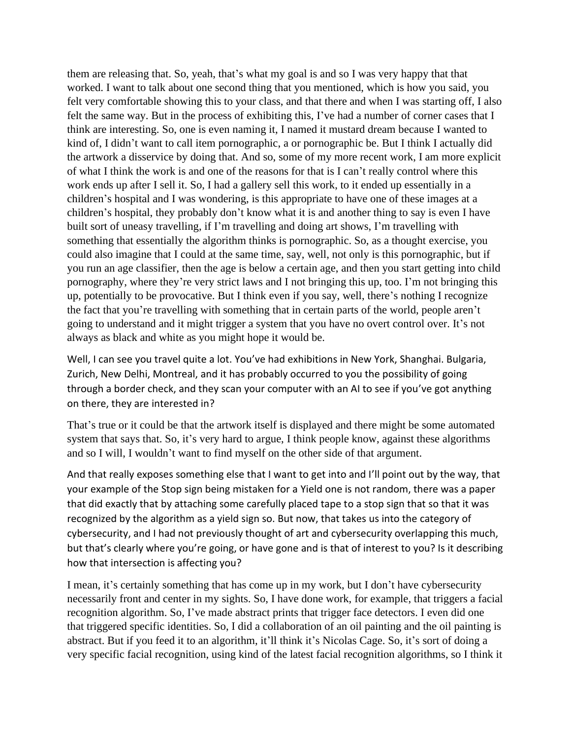them are releasing that. So, yeah, that's what my goal is and so I was very happy that that worked. I want to talk about one second thing that you mentioned, which is how you said, you felt very comfortable showing this to your class, and that there and when I was starting off, I also felt the same way. But in the process of exhibiting this, I've had a number of corner cases that I think are interesting. So, one is even naming it, I named it mustard dream because I wanted to kind of, I didn't want to call item pornographic, a or pornographic be. But I think I actually did the artwork a disservice by doing that. And so, some of my more recent work, I am more explicit of what I think the work is and one of the reasons for that is I can't really control where this work ends up after I sell it. So, I had a gallery sell this work, to it ended up essentially in a children's hospital and I was wondering, is this appropriate to have one of these images at a children's hospital, they probably don't know what it is and another thing to say is even I have built sort of uneasy travelling, if I'm travelling and doing art shows, I'm travelling with something that essentially the algorithm thinks is pornographic. So, as a thought exercise, you could also imagine that I could at the same time, say, well, not only is this pornographic, but if you run an age classifier, then the age is below a certain age, and then you start getting into child pornography, where they're very strict laws and I not bringing this up, too. I'm not bringing this up, potentially to be provocative. But I think even if you say, well, there's nothing I recognize the fact that you're travelling with something that in certain parts of the world, people aren't going to understand and it might trigger a system that you have no overt control over. It's not always as black and white as you might hope it would be.

Well, I can see you travel quite a lot. You've had exhibitions in New York, Shanghai. Bulgaria, Zurich, New Delhi, Montreal, and it has probably occurred to you the possibility of going through a border check, and they scan your computer with an AI to see if you've got anything on there, they are interested in?

That's true or it could be that the artwork itself is displayed and there might be some automated system that says that. So, it's very hard to argue, I think people know, against these algorithms and so I will, I wouldn't want to find myself on the other side of that argument.

And that really exposes something else that I want to get into and I'll point out by the way, that your example of the Stop sign being mistaken for a Yield one is not random, there was a paper that did exactly that by attaching some carefully placed tape to a stop sign that so that it was recognized by the algorithm as a yield sign so. But now, that takes us into the category of cybersecurity, and I had not previously thought of art and cybersecurity overlapping this much, but that's clearly where you're going, or have gone and is that of interest to you? Is it describing how that intersection is affecting you?

I mean, it's certainly something that has come up in my work, but I don't have cybersecurity necessarily front and center in my sights. So, I have done work, for example, that triggers a facial recognition algorithm. So, I've made abstract prints that trigger face detectors. I even did one that triggered specific identities. So, I did a collaboration of an oil painting and the oil painting is abstract. But if you feed it to an algorithm, it'll think it's Nicolas Cage. So, it's sort of doing a very specific facial recognition, using kind of the latest facial recognition algorithms, so I think it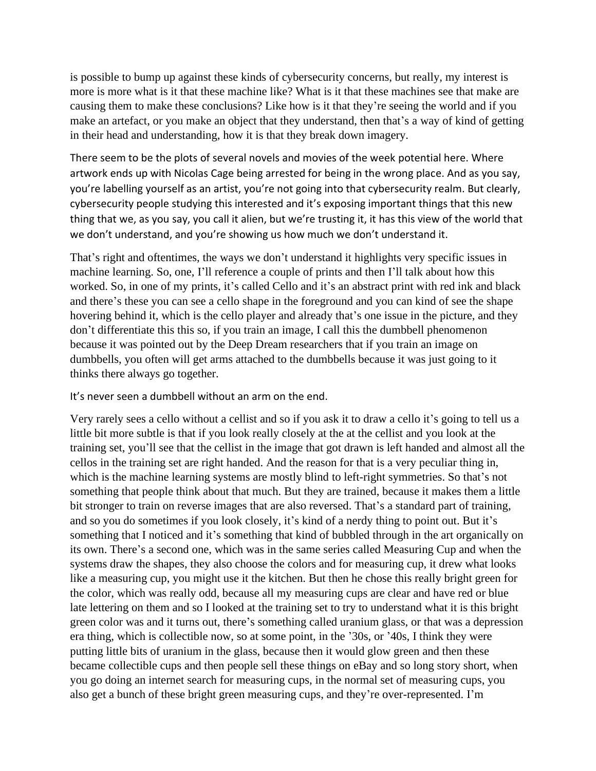is possible to bump up against these kinds of cybersecurity concerns, but really, my interest is more is more what is it that these machine like? What is it that these machines see that make are causing them to make these conclusions? Like how is it that they're seeing the world and if you make an artefact, or you make an object that they understand, then that's a way of kind of getting in their head and understanding, how it is that they break down imagery.

There seem to be the plots of several novels and movies of the week potential here. Where artwork ends up with Nicolas Cage being arrested for being in the wrong place. And as you say, you're labelling yourself as an artist, you're not going into that cybersecurity realm. But clearly, cybersecurity people studying this interested and it's exposing important things that this new thing that we, as you say, you call it alien, but we're trusting it, it has this view of the world that we don't understand, and you're showing us how much we don't understand it.

That's right and oftentimes, the ways we don't understand it highlights very specific issues in machine learning. So, one, I'll reference a couple of prints and then I'll talk about how this worked. So, in one of my prints, it's called Cello and it's an abstract print with red ink and black and there's these you can see a cello shape in the foreground and you can kind of see the shape hovering behind it, which is the cello player and already that's one issue in the picture, and they don't differentiate this this so, if you train an image, I call this the dumbbell phenomenon because it was pointed out by the Deep Dream researchers that if you train an image on dumbbells, you often will get arms attached to the dumbbells because it was just going to it thinks there always go together.

It's never seen a dumbbell without an arm on the end.

Very rarely sees a cello without a cellist and so if you ask it to draw a cello it's going to tell us a little bit more subtle is that if you look really closely at the at the cellist and you look at the training set, you'll see that the cellist in the image that got drawn is left handed and almost all the cellos in the training set are right handed. And the reason for that is a very peculiar thing in, which is the machine learning systems are mostly blind to left-right symmetries. So that's not something that people think about that much. But they are trained, because it makes them a little bit stronger to train on reverse images that are also reversed. That's a standard part of training, and so you do sometimes if you look closely, it's kind of a nerdy thing to point out. But it's something that I noticed and it's something that kind of bubbled through in the art organically on its own. There's a second one, which was in the same series called Measuring Cup and when the systems draw the shapes, they also choose the colors and for measuring cup, it drew what looks like a measuring cup, you might use it the kitchen. But then he chose this really bright green for the color, which was really odd, because all my measuring cups are clear and have red or blue late lettering on them and so I looked at the training set to try to understand what it is this bright green color was and it turns out, there's something called uranium glass, or that was a depression era thing, which is collectible now, so at some point, in the '30s, or '40s, I think they were putting little bits of uranium in the glass, because then it would glow green and then these became collectible cups and then people sell these things on eBay and so long story short, when you go doing an internet search for measuring cups, in the normal set of measuring cups, you also get a bunch of these bright green measuring cups, and they're over-represented. I'm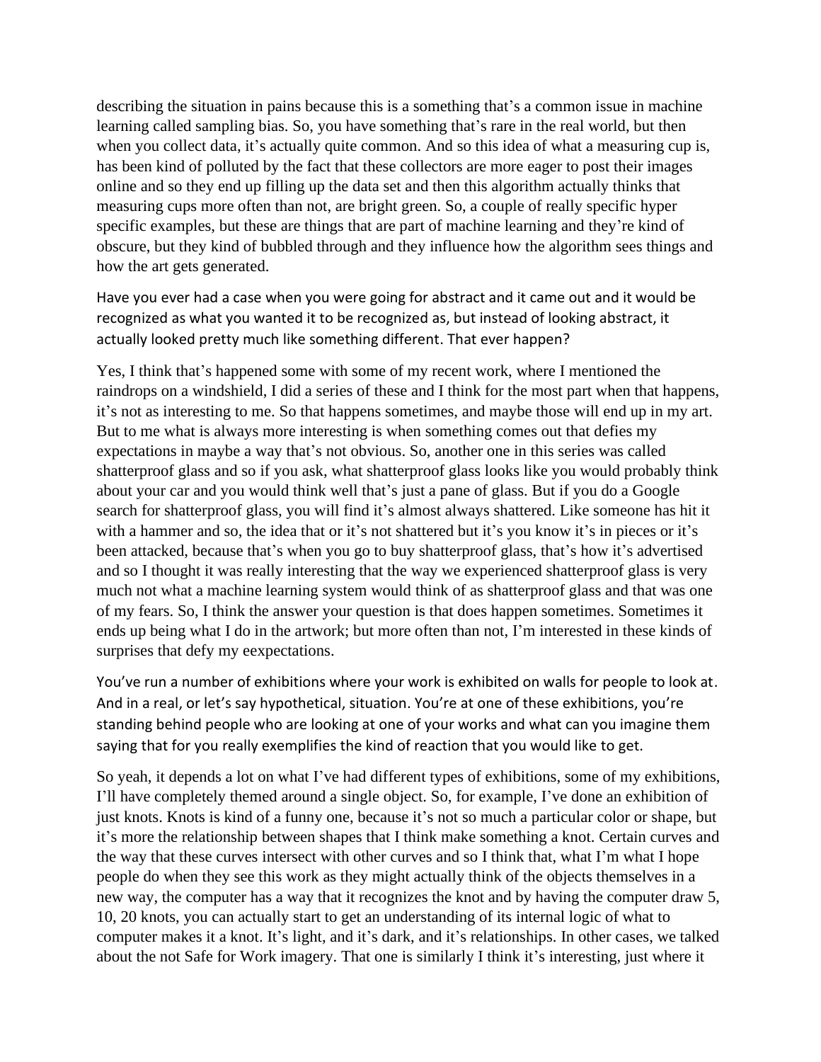describing the situation in pains because this is a something that's a common issue in machine learning called sampling bias. So, you have something that's rare in the real world, but then when you collect data, it's actually quite common. And so this idea of what a measuring cup is, has been kind of polluted by the fact that these collectors are more eager to post their images online and so they end up filling up the data set and then this algorithm actually thinks that measuring cups more often than not, are bright green. So, a couple of really specific hyper specific examples, but these are things that are part of machine learning and they're kind of obscure, but they kind of bubbled through and they influence how the algorithm sees things and how the art gets generated.

Have you ever had a case when you were going for abstract and it came out and it would be recognized as what you wanted it to be recognized as, but instead of looking abstract, it actually looked pretty much like something different. That ever happen?

Yes, I think that's happened some with some of my recent work, where I mentioned the raindrops on a windshield, I did a series of these and I think for the most part when that happens, it's not as interesting to me. So that happens sometimes, and maybe those will end up in my art. But to me what is always more interesting is when something comes out that defies my expectations in maybe a way that's not obvious. So, another one in this series was called shatterproof glass and so if you ask, what shatterproof glass looks like you would probably think about your car and you would think well that's just a pane of glass. But if you do a Google search for shatterproof glass, you will find it's almost always shattered. Like someone has hit it with a hammer and so, the idea that or it's not shattered but it's you know it's in pieces or it's been attacked, because that's when you go to buy shatterproof glass, that's how it's advertised and so I thought it was really interesting that the way we experienced shatterproof glass is very much not what a machine learning system would think of as shatterproof glass and that was one of my fears. So, I think the answer your question is that does happen sometimes. Sometimes it ends up being what I do in the artwork; but more often than not, I'm interested in these kinds of surprises that defy my eexpectations.

You've run a number of exhibitions where your work is exhibited on walls for people to look at. And in a real, or let's say hypothetical, situation. You're at one of these exhibitions, you're standing behind people who are looking at one of your works and what can you imagine them saying that for you really exemplifies the kind of reaction that you would like to get.

So yeah, it depends a lot on what I've had different types of exhibitions, some of my exhibitions, I'll have completely themed around a single object. So, for example, I've done an exhibition of just knots. Knots is kind of a funny one, because it's not so much a particular color or shape, but it's more the relationship between shapes that I think make something a knot. Certain curves and the way that these curves intersect with other curves and so I think that, what I'm what I hope people do when they see this work as they might actually think of the objects themselves in a new way, the computer has a way that it recognizes the knot and by having the computer draw 5, 10, 20 knots, you can actually start to get an understanding of its internal logic of what to computer makes it a knot. It's light, and it's dark, and it's relationships. In other cases, we talked about the not Safe for Work imagery. That one is similarly I think it's interesting, just where it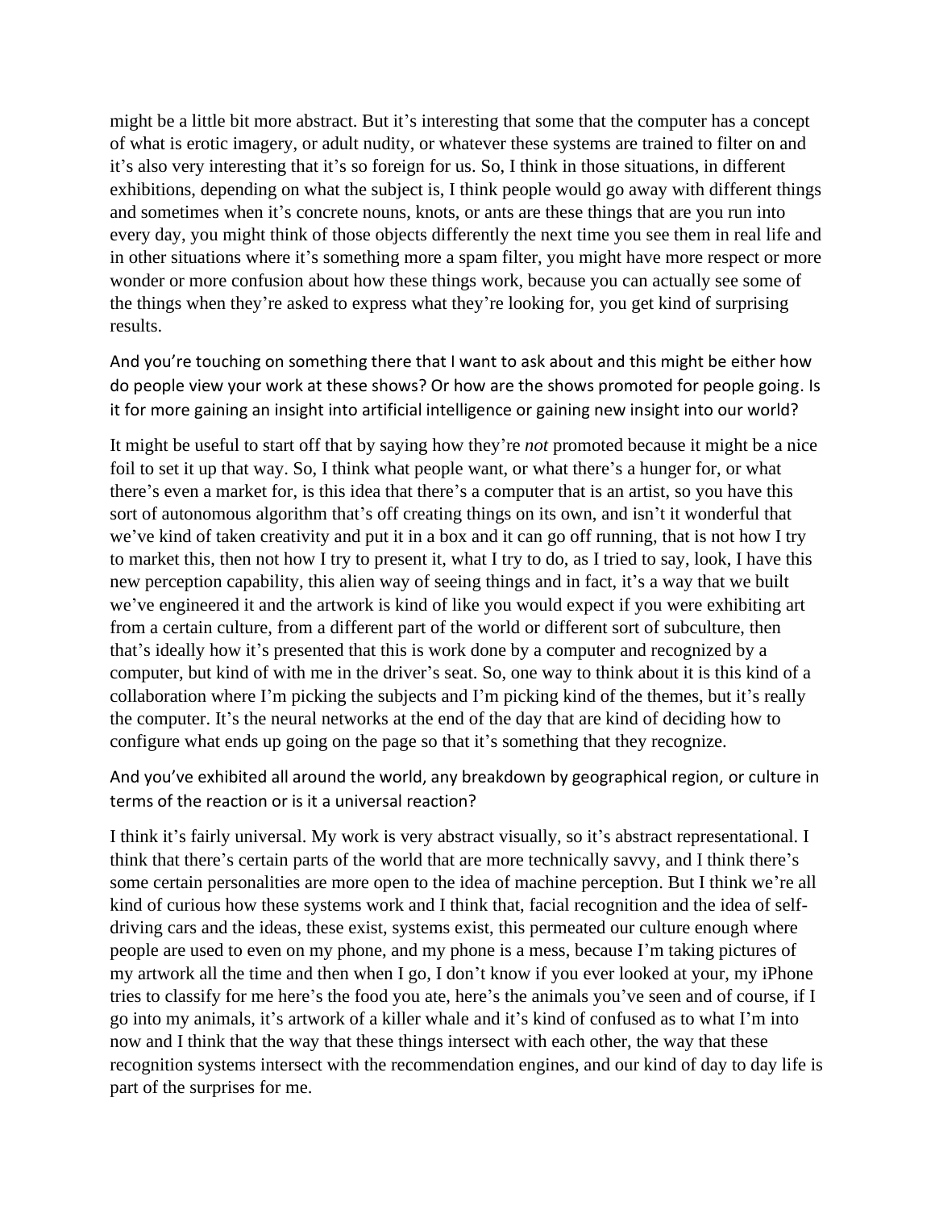might be a little bit more abstract. But it's interesting that some that the computer has a concept of what is erotic imagery, or adult nudity, or whatever these systems are trained to filter on and it's also very interesting that it's so foreign for us. So, I think in those situations, in different exhibitions, depending on what the subject is, I think people would go away with different things and sometimes when it's concrete nouns, knots, or ants are these things that are you run into every day, you might think of those objects differently the next time you see them in real life and in other situations where it's something more a spam filter, you might have more respect or more wonder or more confusion about how these things work, because you can actually see some of the things when they're asked to express what they're looking for, you get kind of surprising results.

And you're touching on something there that I want to ask about and this might be either how do people view your work at these shows? Or how are the shows promoted for people going. Is it for more gaining an insight into artificial intelligence or gaining new insight into our world?

It might be useful to start off that by saying how they're *not* promoted because it might be a nice foil to set it up that way. So, I think what people want, or what there's a hunger for, or what there's even a market for, is this idea that there's a computer that is an artist, so you have this sort of autonomous algorithm that's off creating things on its own, and isn't it wonderful that we've kind of taken creativity and put it in a box and it can go off running, that is not how I try to market this, then not how I try to present it, what I try to do, as I tried to say, look, I have this new perception capability, this alien way of seeing things and in fact, it's a way that we built we've engineered it and the artwork is kind of like you would expect if you were exhibiting art from a certain culture, from a different part of the world or different sort of subculture, then that's ideally how it's presented that this is work done by a computer and recognized by a computer, but kind of with me in the driver's seat. So, one way to think about it is this kind of a collaboration where I'm picking the subjects and I'm picking kind of the themes, but it's really the computer. It's the neural networks at the end of the day that are kind of deciding how to configure what ends up going on the page so that it's something that they recognize.

And you've exhibited all around the world, any breakdown by geographical region, or culture in terms of the reaction or is it a universal reaction?

I think it's fairly universal. My work is very abstract visually, so it's abstract representational. I think that there's certain parts of the world that are more technically savvy, and I think there's some certain personalities are more open to the idea of machine perception. But I think we're all kind of curious how these systems work and I think that, facial recognition and the idea of self-driving cars and the ideas, these exist, systems exist, this permeated our culture enough where people are used to even on my phone, and my phone is a mess, because I'm taking pictures of my artwork all the time and then when I go, I don't know if you ever looked at your, my iPhone tries to classify for me here's the food you ate, here's the animals you've seen and of course, if I go into my animals, it's artwork of a killer whale and it's kind of confused as to what I'm into now and I think that the way that these things intersect with each other, the way that these recognition systems intersect with the recommendation engines, and our kind of day to day life is part of the surprises for me.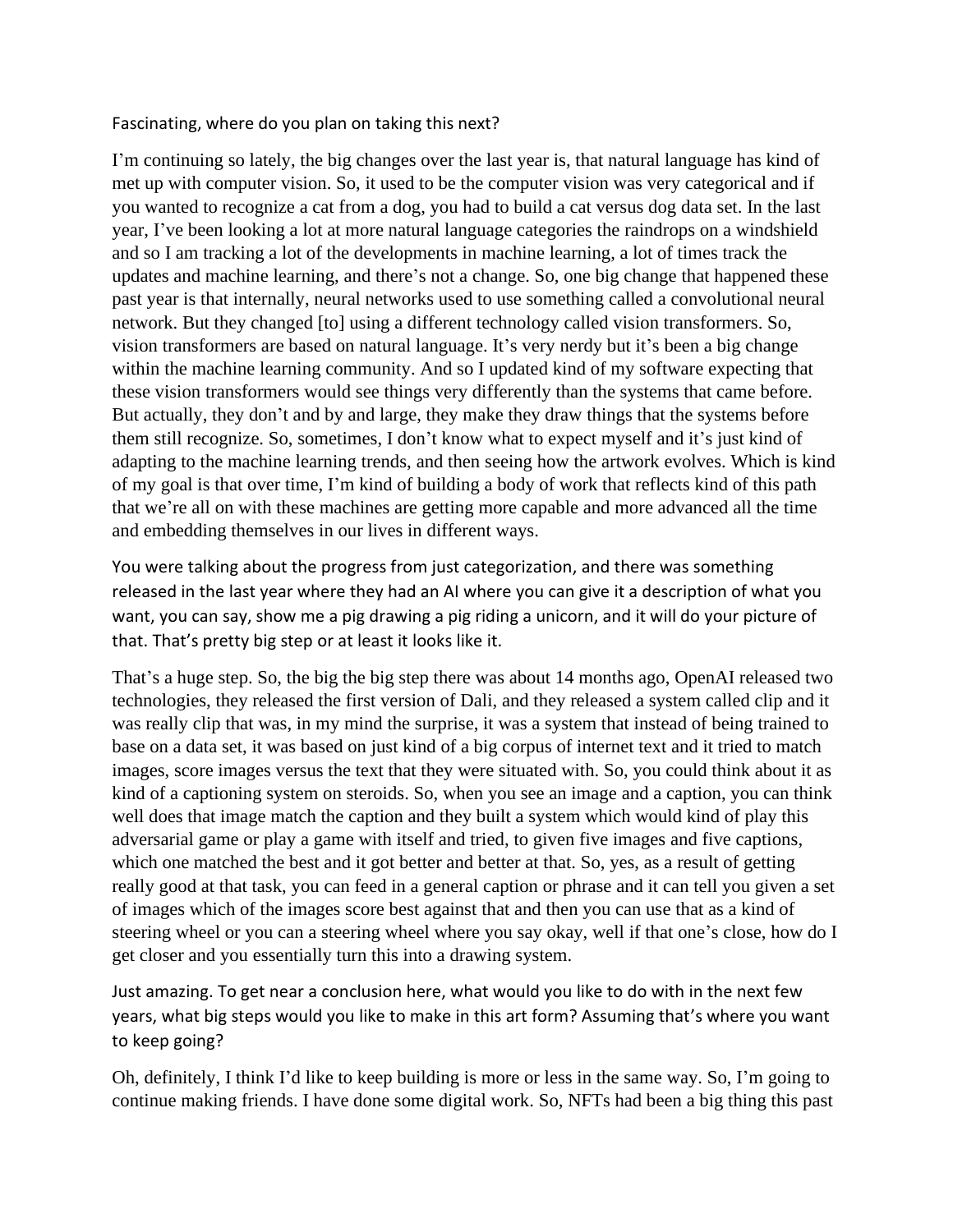Fascinating, where do you plan on taking this next?

I'm continuing so lately, the big changes over the last year is, that natural language has kind of met up with computer vision. So, it used to be the computer vision was very categorical and if you wanted to recognize a cat from a dog, you had to build a cat versus dog data set. In the last year, I've been looking a lot at more natural language categories the raindrops on a windshield and so I am tracking a lot of the developments in machine learning, a lot of times track the updates and machine learning, and there's not a change. So, one big change that happened these past year is that internally, neural networks used to use something called a convolutional neural network. But they changed [to] using a different technology called vision transformers. So, vision transformers are based on natural language. It's very nerdy but it's been a big change within the machine learning community. And so I updated kind of my software expecting that these vision transformers would see things very differently than the systems that came before. But actually, they don't and by and large, they make they draw things that the systems before them still recognize. So, sometimes, I don't know what to expect myself and it's just kind of adapting to the machine learning trends, and then seeing how the artwork evolves. Which is kind of my goal is that over time, I'm kind of building a body of work that reflects kind of this path that we're all on with these machines are getting more capable and more advanced all the time and embedding themselves in our lives in different ways.

You were talking about the progress from just categorization, and there was something released in the last year where they had an AI where you can give it a description of what you want, you can say, show me a pig drawing a pig riding a unicorn, and it will do your picture of that. That's pretty big step or at least it looks like it.

That's a huge step. So, the big the big step there was about 14 months ago, OpenAI released two technologies, they released the first version of Dali, and they released a system called clip and it was really clip that was, in my mind the surprise, it was a system that instead of being trained to base on a data set, it was based on just kind of a big corpus of internet text and it tried to match images, score images versus the text that they were situated with. So, you could think about it as kind of a captioning system on steroids. So, when you see an image and a caption, you can think well does that image match the caption and they built a system which would kind of play this adversarial game or play a game with itself and tried, to given five images and five captions, which one matched the best and it got better and better at that. So, yes, as a result of getting really good at that task, you can feed in a general caption or phrase and it can tell you given a set of images which of the images score best against that and then you can use that as a kind of steering wheel or you can a steering wheel where you say okay, well if that one's close, how do I get closer and you essentially turn this into a drawing system.

Just amazing. To get near a conclusion here, what would you like to do with in the next few years, what big steps would you like to make in this art form? Assuming that's where you want to keep going?

Oh, definitely, I think I'd like to keep building is more or less in the same way. So, I'm going to continue making friends. I have done some digital work. So, NFTs had been a big thing this past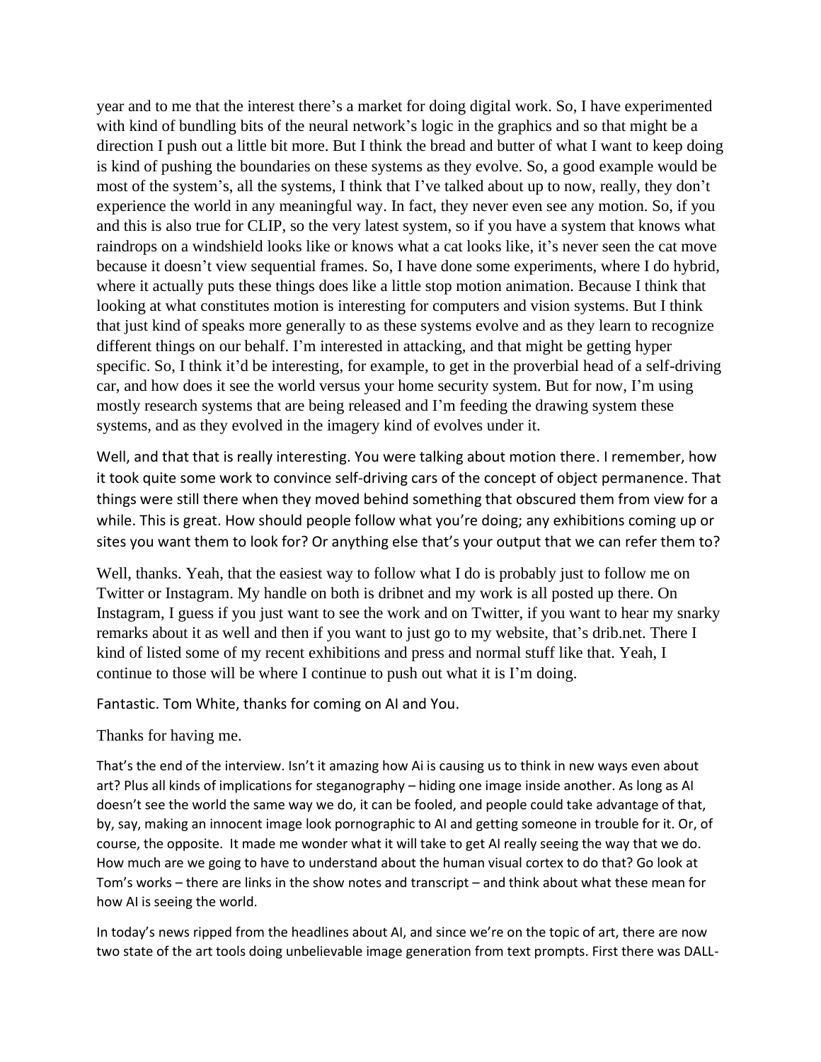year and to me that the interest there's a market for doing digital work. So, I have experimented with kind of bundling bits of the neural network's logic in the graphics and so that might be a direction I push out a little bit more. But I think the bread and butter of what I want to keep doing is kind of pushing the boundaries on these systems as they evolve. So, a good example would be most of the system's, all the systems, I think that I've talked about up to now, really, they don't experience the world in any meaningful way. In fact, they never even see any motion. So, if you and this is also true for CLIP, so the very latest system, so if you have a system that knows what raindrops on a windshield looks like or knows what a cat looks like, it's never seen the cat move because it doesn't view sequential frames. So, I have done some experiments, where I do hybrid, where it actually puts these things does like a little stop motion animation. Because I think that looking at what constitutes motion is interesting for computers and vision systems. But I think that just kind of speaks more generally to as these systems evolve and as they learn to recognize different things on our behalf. I'm interested in attacking, and that might be getting hyper specific. So, I think it'd be interesting, for example, to get in the proverbial head of a self-driving car, and how does it see the world versus your home security system. But for now, I'm using mostly research systems that are being released and I'm feeding the drawing system these systems, and as they evolved in the imagery kind of evolves under it.

Well, and that that is really interesting. You were talking about motion there. I remember, how it took quite some work to convince self-driving cars of the concept of object permanence. That things were still there when they moved behind something that obscured them from view for a while. This is great. How should people follow what you're doing; any exhibitions coming up or sites you want them to look for? Or anything else that's your output that we can refer them to?

Well, thanks. Yeah, that the easiest way to follow what I do is probably just to follow me on Twitter or Instagram. My handle on both is dribnet and my work is all posted up there. On Instagram, I guess if you just want to see the work and on Twitter, if you want to hear my snarky remarks about it as well and then if you want to just go to my website, that's drib.net. There I kind of listed some of my recent exhibitions and press and normal stuff like that. Yeah, I continue to those will be where I continue to push out what it is I'm doing.

Fantastic. Tom White, thanks for coming on AI and You.

Thanks for having me.

That's the end of the interview. Isn't it amazing how Ai is causing us to think in new ways even about art? Plus all kinds of implications for steganography – hiding one image inside another. As long as AI doesn't see the world the same way we do, it can be fooled, and people could take advantage of that, by, say, making an innocent image look pornographic to AI and getting someone in trouble for it. Or, of course, the opposite. It made me wonder what it will take to get AI really seeing the way that we do. How much are we going to have to understand about the human visual cortex to do that? Go look at Tom's works – there are links in the show notes and transcript – and think about what these mean for how AI is seeing the world.

In today's news ripped from the headlines about AI, and since we're on the topic of art, there are now two state of the art tools doing unbelievable image generation from text prompts. First there was DALL-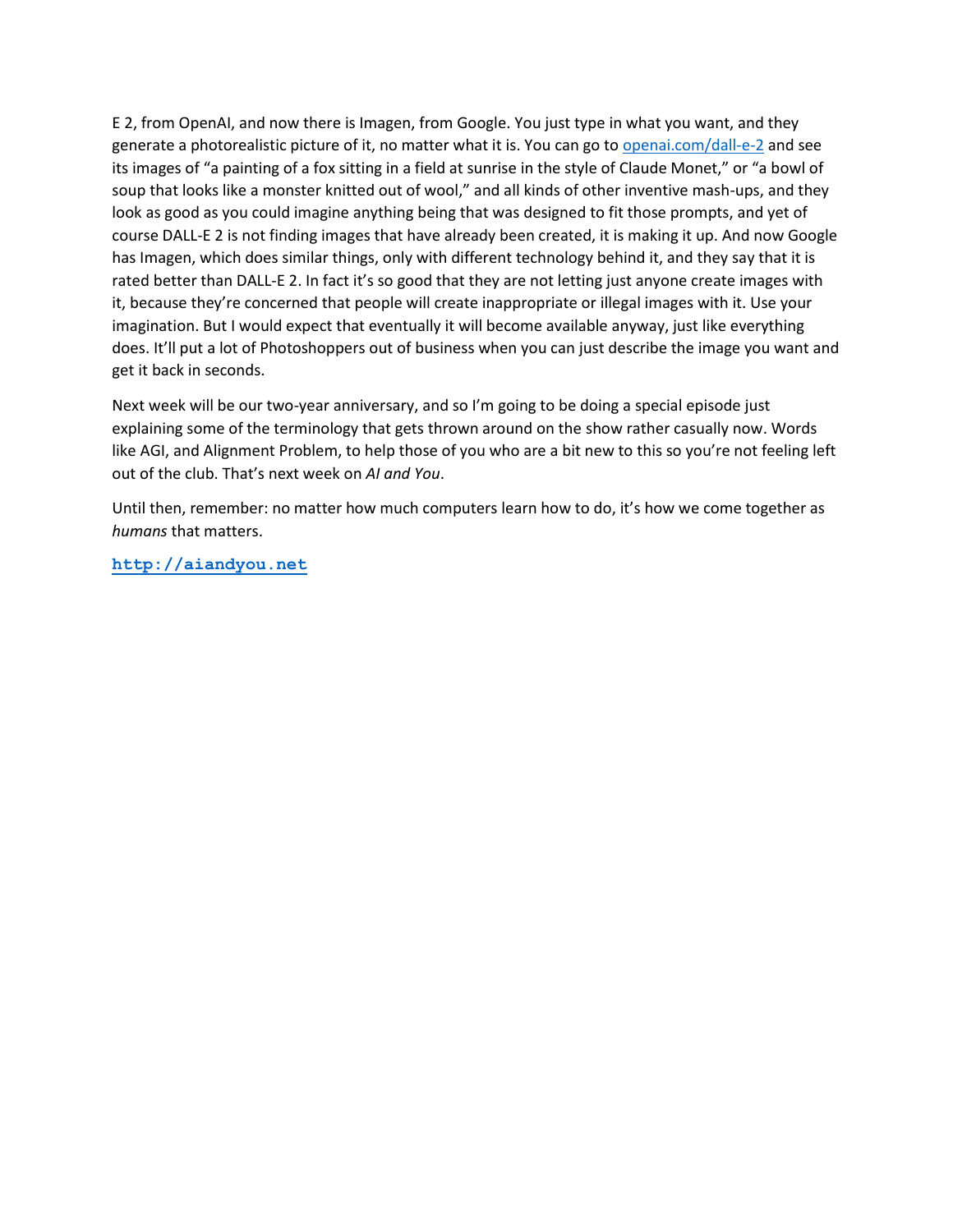E 2, from OpenAI, and now there is Imagen, from Google. You just type in what you want, and they generate a photorealistic picture of it, no matter what it is. You can go to [openai.com/dall-e-2](http://openai.com/dall-e-2) and see its images of "a painting of a fox sitting in a field at sunrise in the style of Claude Monet," or "a bowl of soup that looks like a monster knitted out of wool," and all kinds of other inventive mash-ups, and they look as good as you could imagine anything being that was designed to fit those prompts, and yet of course DALL-E 2 is not finding images that have already been created, it is making it up. And now Google has Imagen, which does similar things, only with different technology behind it, and they say that it is rated better than DALL-E 2. In fact it's so good that they are not letting just anyone create images with it, because they're concerned that people will create inappropriate or illegal images with it. Use your imagination. But I would expect that eventually it will become available anyway, just like everything does. It'll put a lot of Photoshoppers out of business when you can just describe the image you want and get it back in seconds.

Next week will be our two-year anniversary, and so I'm going to be doing a special episode just explaining some of the terminology that gets thrown around on the show rather casually now. Words like AGI, and Alignment Problem, to help those of you who are a bit new to this so you're not feeling left out of the club. That's next week on *AI and You*.

Until then, remember: no matter how much computers learn how to do, it's how we come together as *humans* that matters.

**[http://aiandyou.net](http://aiandyou.net)**